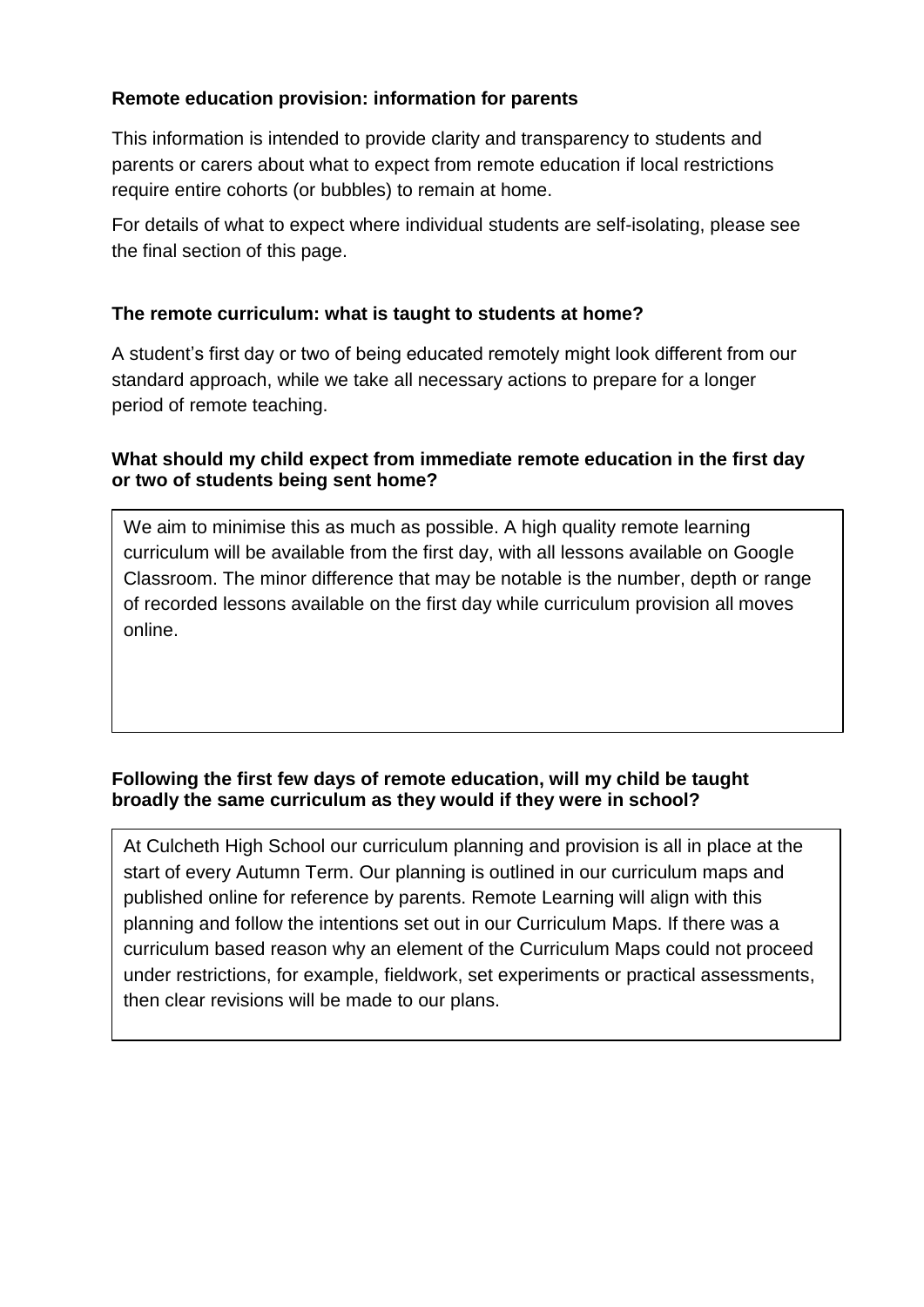**Remote education provision: information for parents**

This information is intended to provide clarity and transparency to students and parents or carers about what to expect from remote education if local restrictions require entire cohorts (or bubbles) to remain at home.

For details of what to expect where individual students are self-isolating, please see the final section of this page.

**The remote curriculum: what is taught to students at home?**

A student's first day or two of being educated remotely might look different from our standard approach, while we take all necessary actions to prepare for a longer period of remote teaching.

**What should my child expect from immediate remote education in the first day or two of students being sent home?**

We aim to minimise this as much as possible. A high quality remote learning curriculum will be available from the first day, with all lessons available on Google Classroom. The minor difference that may be notable is the number, depth or range of recorded lessons available on the first day while curriculum provision all moves online.

**Following the first few days of remote education, will my child be taught broadly the same curriculum as they would if they were in school?**

At Culcheth High School our curriculum planning and provision is all in place at the start of every Autumn Term. Our planning is outlined in our curriculum maps and published online for reference by parents. Remote Learning will align with this planning and follow the intentions set out in our Curriculum Maps. If there was a curriculum based reason why an element of the Curriculum Maps could not proceed under restrictions, for example, fieldwork, set experiments or practical assessments, then clear revisions will be made to our plans.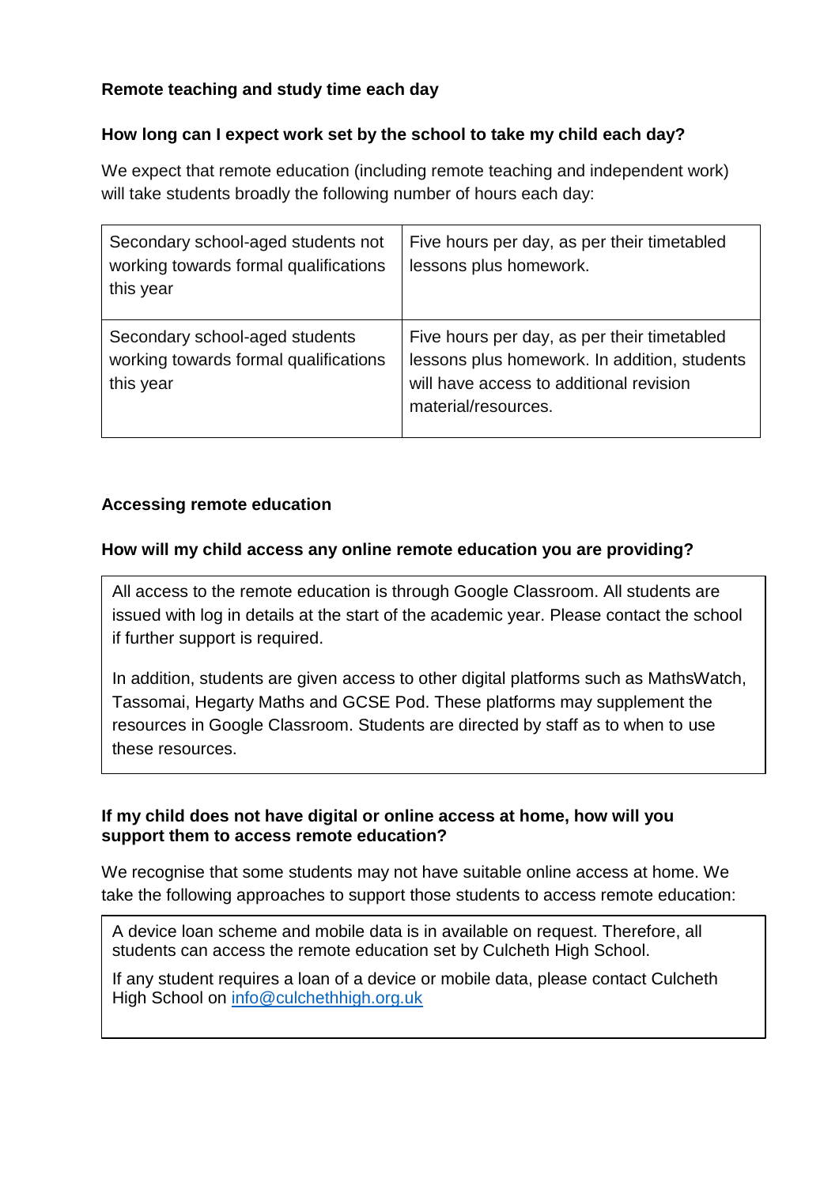**Remote teaching and study time each day**

**How long can I expect work set by the school to take my child each day?**

We expect that remote education (including remote teaching and independent work) will take students broadly the following number of hours each day:

| | |
|---|---|
| Secondary school-aged students not working towards formal qualifications this year | Five hours per day, as per their timetabled lessons plus homework. |
| Secondary school-aged students working towards formal qualifications this year | Five hours per day, as per their timetabled lessons plus homework. In addition, students will have access to additional revision material/resources. |

**Accessing remote education**

**How will my child access any online remote education you are providing?**

All access to the remote education is through Google Classroom. All students are issued with log in details at the start of the academic year. Please contact the school if further support is required.

In addition, students are given access to other digital platforms such as MathsWatch, Tassomai, Hegarty Maths and GCSE Pod. These platforms may supplement the resources in Google Classroom. Students are directed by staff as to when to use these resources.

**If my child does not have digital or online access at home, how will you support them to access remote education?**

We recognise that some students may not have suitable online access at home. We take the following approaches to support those students to access remote education:

A device loan scheme and mobile data is in available on request. Therefore, all students can access the remote education set by Culcheth High School.

If any student requires a loan of a device or mobile data, please contact Culcheth High School on [info@culchethhigh.org.uk](mailto:info@culchethhigh.org.uk)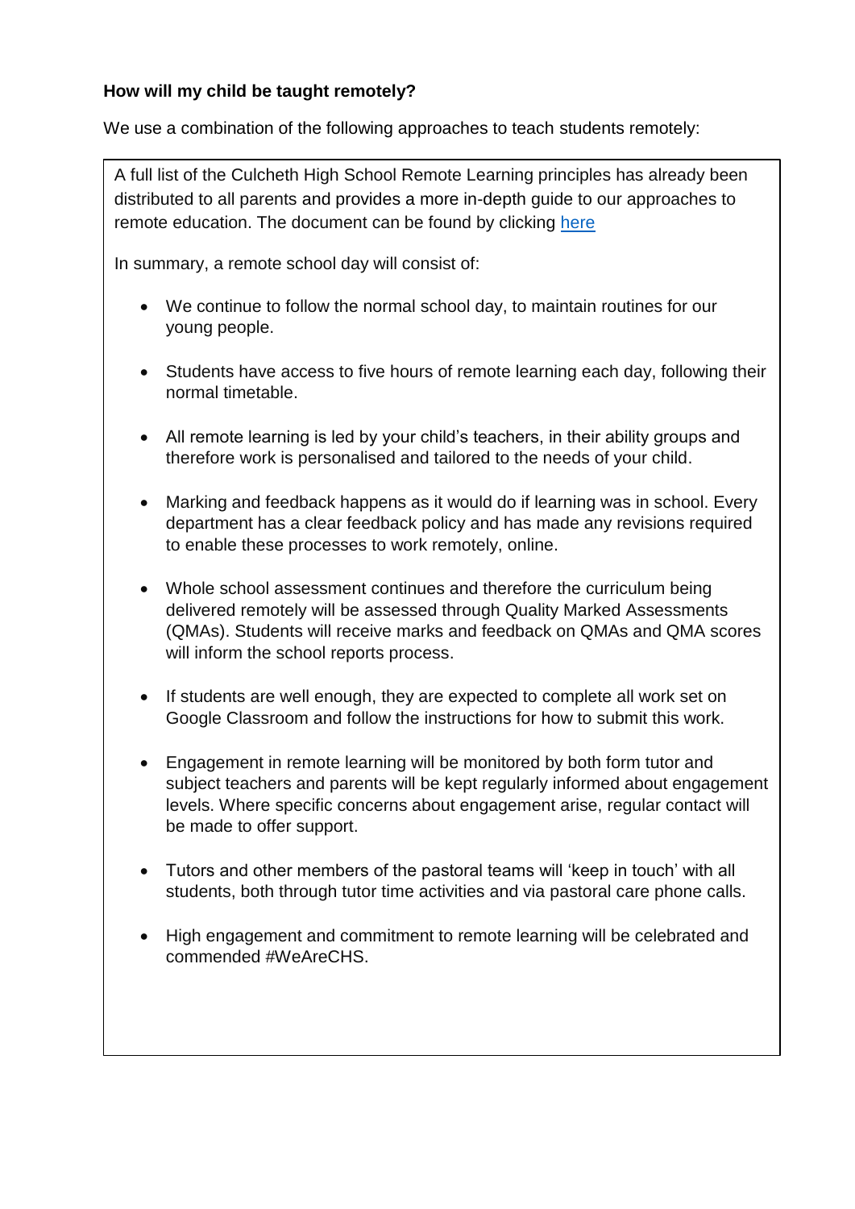**How will my child be taught remotely?**

We use a combination of the following approaches to teach students remotely:

A full list of the Culcheth High School Remote Learning principles has already been distributed to all parents and provides a more in-depth guide to our approaches to remote education. The document can be found by clicking here

In summary, a remote school day will consist of:

- We continue to follow the normal school day, to maintain routines for our young people.
- Students have access to five hours of remote learning each day, following their normal timetable.
- All remote learning is led by your child's teachers, in their ability groups and therefore work is personalised and tailored to the needs of your child.
- Marking and feedback happens as it would do if learning was in school. Every department has a clear feedback policy and has made any revisions required to enable these processes to work remotely, online.
- Whole school assessment continues and therefore the curriculum being delivered remotely will be assessed through Quality Marked Assessments (QMAs). Students will receive marks and feedback on QMAs and QMA scores will inform the school reports process.
- If students are well enough, they are expected to complete all work set on Google Classroom and follow the instructions for how to submit this work.
- Engagement in remote learning will be monitored by both form tutor and subject teachers and parents will be kept regularly informed about engagement levels. Where specific concerns about engagement arise, regular contact will be made to offer support.
- Tutors and other members of the pastoral teams will 'keep in touch' with all students, both through tutor time activities and via pastoral care phone calls.
- High engagement and commitment to remote learning will be celebrated and commended #WeAreCHS.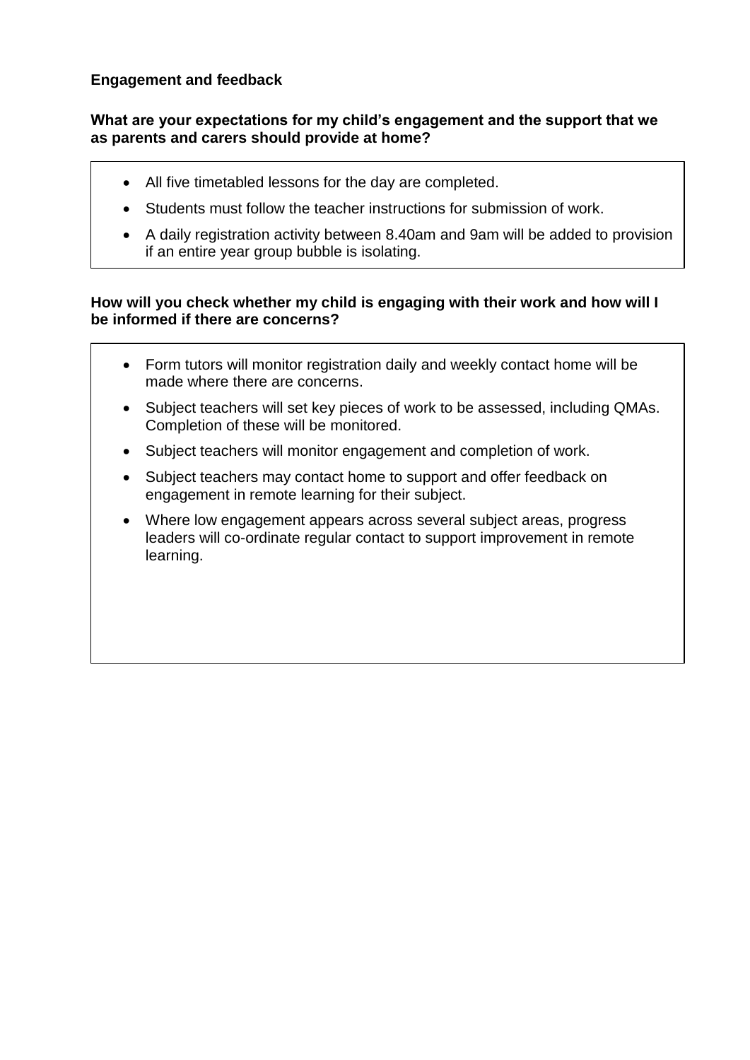## Engagement and feedback

### What are your expectations for my child's engagement and the support that we as parents and carers should provide at home?

- All five timetabled lessons for the day are completed.
- Students must follow the teacher instructions for submission of work.
- A daily registration activity between 8.40am and 9am will be added to provision if an entire year group bubble is isolating.

### How will you check whether my child is engaging with their work and how will I be informed if there are concerns?

- Form tutors will monitor registration daily and weekly contact home will be made where there are concerns.
- Subject teachers will set key pieces of work to be assessed, including QMAs. Completion of these will be monitored.
- Subject teachers will monitor engagement and completion of work.
- Subject teachers may contact home to support and offer feedback on engagement in remote learning for their subject.
- Where low engagement appears across several subject areas, progress leaders will co-ordinate regular contact to support improvement in remote learning.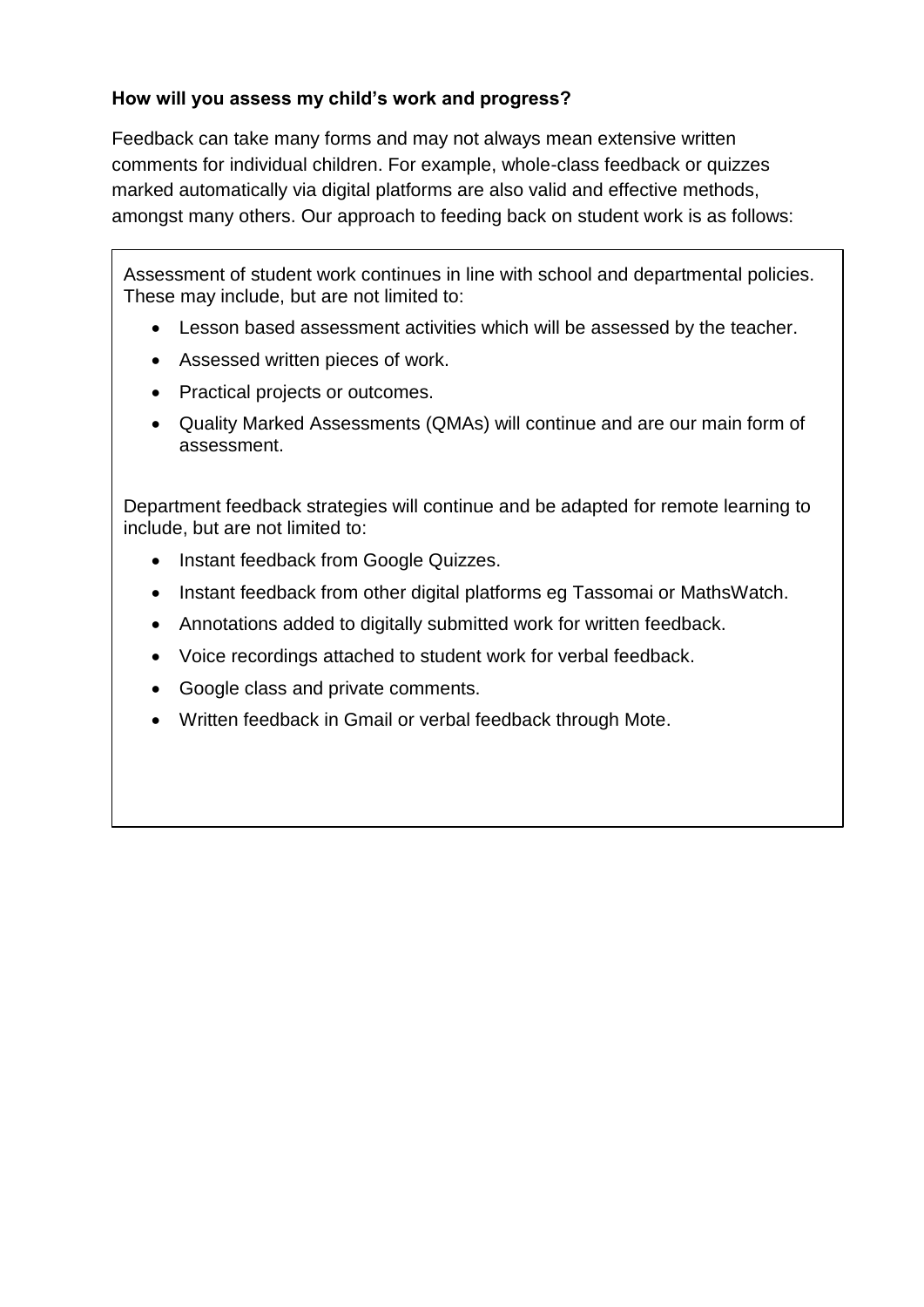**How will you assess my child's work and progress?**

Feedback can take many forms and may not always mean extensive written comments for individual children. For example, whole-class feedback or quizzes marked automatically via digital platforms are also valid and effective methods, amongst many others. Our approach to feeding back on student work is as follows:

Assessment of student work continues in line with school and departmental policies. These may include, but are not limited to:

- Lesson based assessment activities which will be assessed by the teacher.
- Assessed written pieces of work.
- Practical projects or outcomes.
- Quality Marked Assessments (QMAs) will continue and are our main form of assessment.

Department feedback strategies will continue and be adapted for remote learning to include, but are not limited to:

- Instant feedback from Google Quizzes.
- Instant feedback from other digital platforms eg Tassomai or MathsWatch.
- Annotations added to digitally submitted work for written feedback.
- Voice recordings attached to student work for verbal feedback.
- Google class and private comments.
- Written feedback in Gmail or verbal feedback through Mote.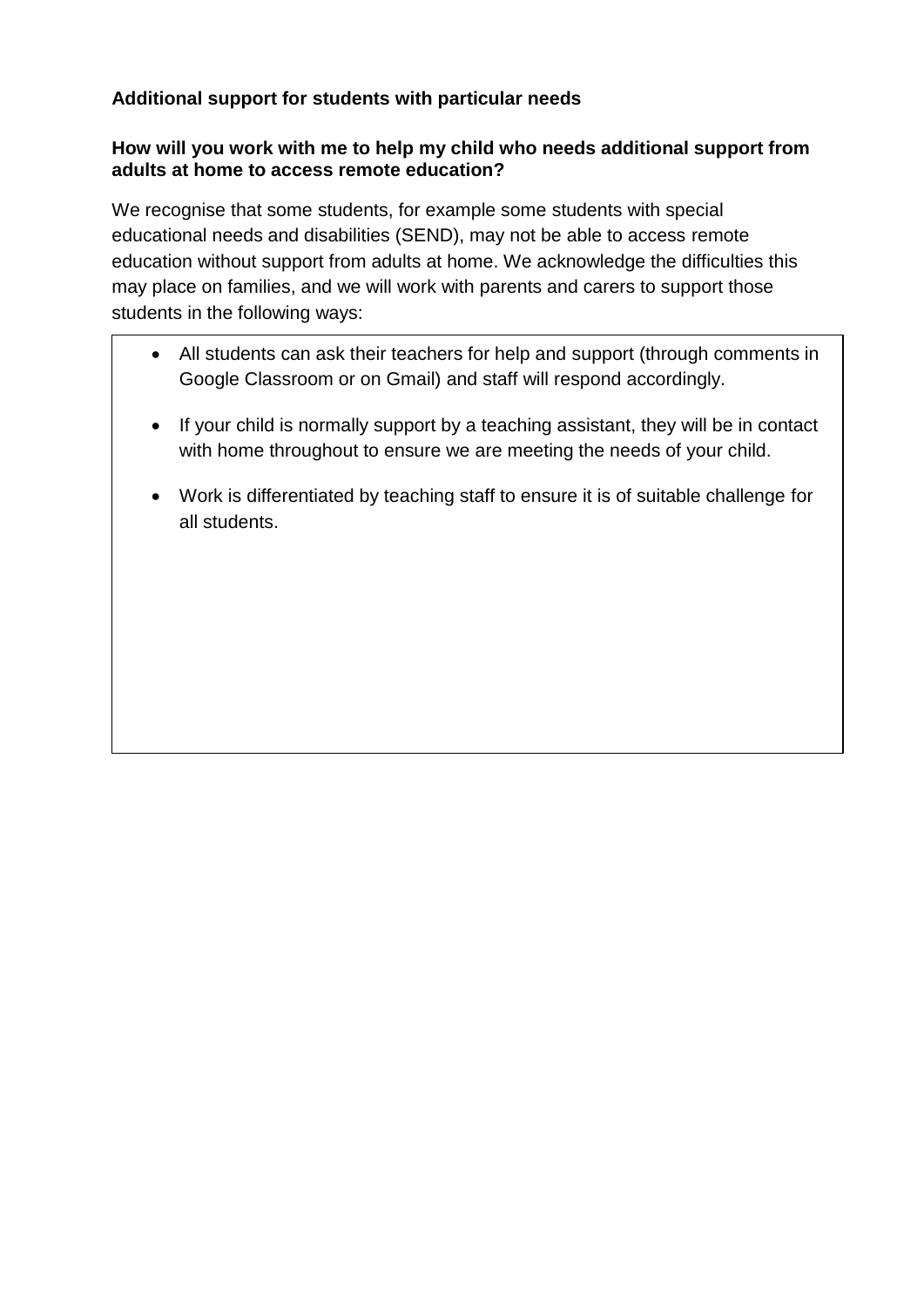**Additional support for students with particular needs**

**How will you work with me to help my child who needs additional support from adults at home to access remote education?**

We recognise that some students, for example some students with special educational needs and disabilities (SEND), may not be able to access remote education without support from adults at home. We acknowledge the difficulties this may place on families, and we will work with parents and carers to support those students in the following ways:

- All students can ask their teachers for help and support (through comments in Google Classroom or on Gmail) and staff will respond accordingly.
- If your child is normally support by a teaching assistant, they will be in contact with home throughout to ensure we are meeting the needs of your child.
- Work is differentiated by teaching staff to ensure it is of suitable challenge for all students.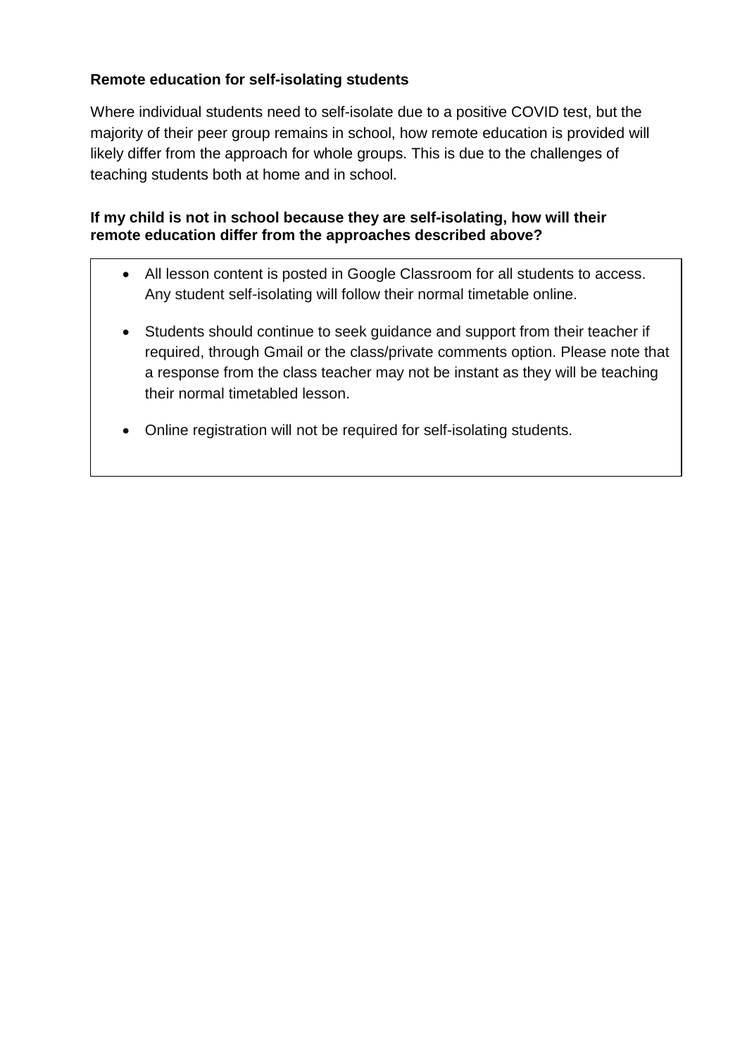**Remote education for self-isolating students**

Where individual students need to self-isolate due to a positive COVID test, but the majority of their peer group remains in school, how remote education is provided will likely differ from the approach for whole groups. This is due to the challenges of teaching students both at home and in school.

**If my child is not in school because they are self-isolating, how will their remote education differ from the approaches described above?**

- All lesson content is posted in Google Classroom for all students to access. Any student self-isolating will follow their normal timetable online.
- Students should continue to seek guidance and support from their teacher if required, through Gmail or the class/private comments option. Please note that a response from the class teacher may not be instant as they will be teaching their normal timetabled lesson.
- Online registration will not be required for self-isolating students.